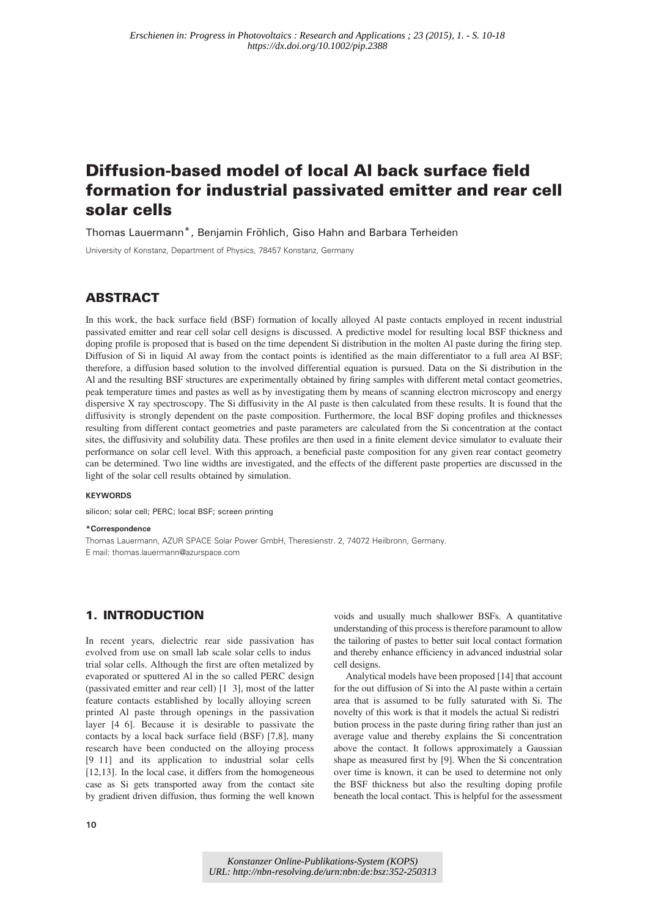*Erschienen in: Progress in Photovoltaics : Research and Applications ; 23 (2015), 1. - S. 10-18*
*https://dx.doi.org/10.1002/pip.2388*

# Diffusion-based model of local Al back surface field formation for industrial passivated emitter and rear cell solar cells

Thomas Lauermann*, Benjamin Fröhlich, Giso Hahn and Barbara Terheiden

University of Konstanz, Department of Physics, 78457 Konstanz, Germany

## ABSTRACT

In this work, the back surface field (BSF) formation of locally alloyed Al paste contacts employed in recent industrial passivated emitter and rear cell solar cell designs is discussed. A predictive model for resulting local BSF thickness and doping profile is proposed that is based on the time dependent Si distribution in the molten Al paste during the firing step. Diffusion of Si in liquid Al away from the contact points is identified as the main differentiator to a full area Al BSF; therefore, a diffusion based solution to the involved differential equation is pursued. Data on the Si distribution in the Al and the resulting BSF structures are experimentally obtained by firing samples with different metal contact geometries, peak temperature times and pastes as well as by investigating them by means of scanning electron microscopy and energy dispersive X ray spectroscopy. The Si diffusivity in the Al paste is then calculated from these results. It is found that the diffusivity is strongly dependent on the paste composition. Furthermore, the local BSF doping profiles and thicknesses resulting from different contact geometries and paste parameters are calculated from the Si concentration at the contact sites, the diffusivity and solubility data. These profiles are then used in a finite element device simulator to evaluate their performance on solar cell level. With this approach, a beneficial paste composition for any given rear contact geometry can be determined. Two line widths are investigated, and the effects of the different paste properties are discussed in the light of the solar cell results obtained by simulation.

#### KEYWORDS

silicon; solar cell; PERC; local BSF; screen printing

#### *Correspondence

Thomas Lauermann, AZUR SPACE Solar Power GmbH, Theresienstr. 2, 74072 Heilbronn, Germany.
E mail: thomas.lauermann@azurspace.com

## 1. INTRODUCTION

In recent years, dielectric rear side passivation has evolved from use on small lab scale solar cells to industrial solar cells. Although the first are often metalized by evaporated or sputtered Al in the so called PERC design (passivated emitter and rear cell) [1 3], most of the latter feature contacts established by locally alloying screen printed Al paste through openings in the passivation layer [4 6]. Because it is desirable to passivate the contacts by a local back surface field (BSF) [7,8], many research have been conducted on the alloying process [9 11] and its application to industrial solar cells [12,13]. In the local case, it differs from the homogeneous case as Si gets transported away from the contact site by gradient driven diffusion, thus forming the well known voids and usually much shallower BSFs. A quantitative understanding of this process is therefore paramount to allow the tailoring of pastes to better suit local contact formation and thereby enhance efficiency in advanced industrial solar cell designs.

Analytical models have been proposed [14] that account for the out diffusion of Si into the Al paste within a certain area that is assumed to be fully saturated with Si. The novelty of this work is that it models the actual Si redistribution process in the paste during firing rather than just an average value and thereby explains the Si concentration above the contact. It follows approximately a Gaussian shape as measured first by [9]. When the Si concentration over time is known, it can be used to determine not only the BSF thickness but also the resulting doping profile beneath the local contact. This is helpful for the assessment

*Konstanzer Online-Publikations-System (KOPS)*
*URL: http://nbn-resolving.de/urn:nbn:de:bsz:352-250313*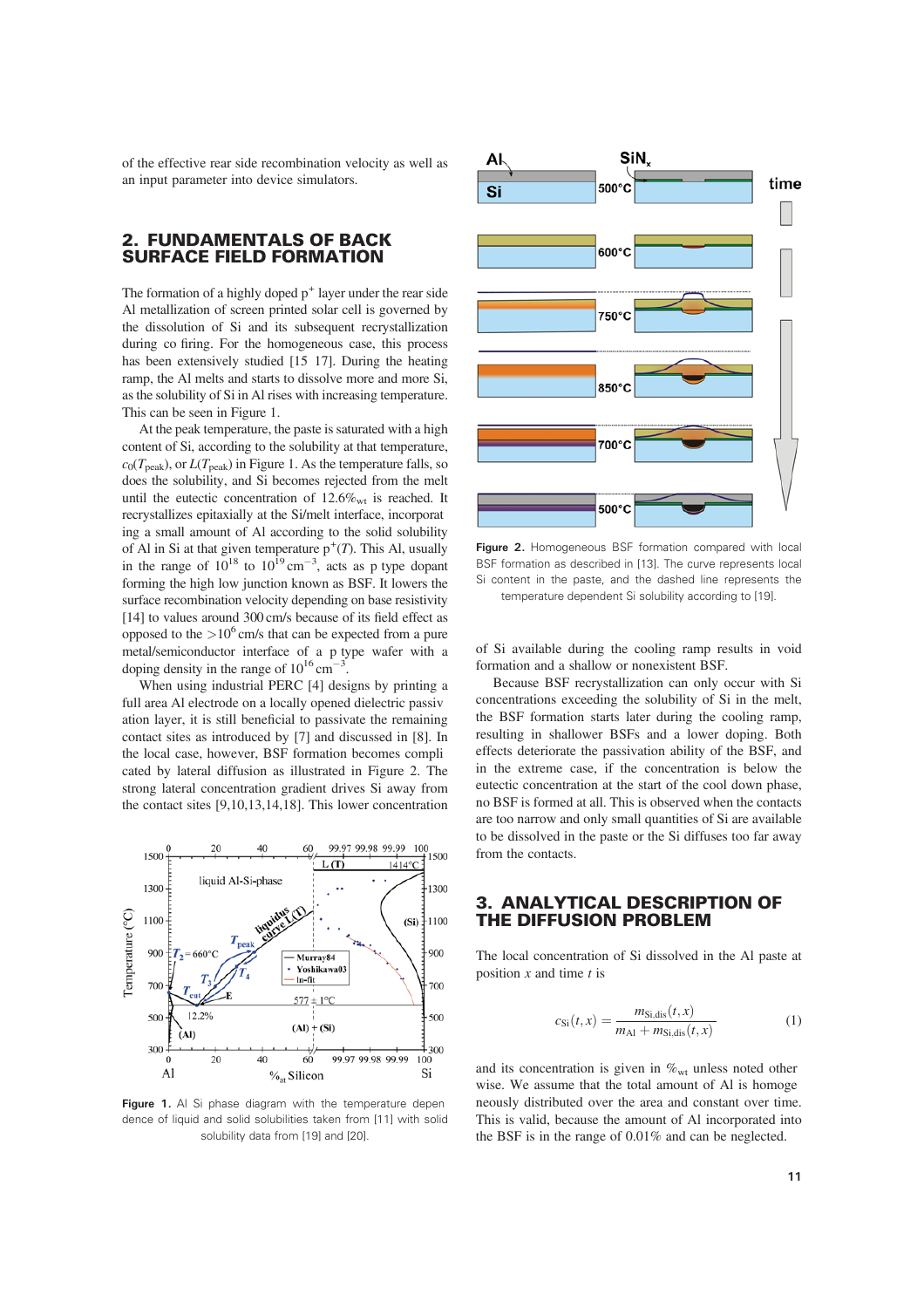of the effective rear side recombination velocity as well as an input parameter into device simulators.

## 2. FUNDAMENTALS OF BACK SURFACE FIELD FORMATION

The formation of a highly doped $p^+$ layer under the rear side Al metallization of screen printed solar cell is governed by the dissolution of Si and its subsequent recrystallization during co firing. For the homogeneous case, this process has been extensively studied [15 17]. During the heating ramp, the Al melts and starts to dissolve more and more Si, as the solubility of Si in Al rises with increasing temperature. This can be seen in Figure 1.

At the peak temperature, the paste is saturated with a high content of Si, according to the solubility at that temperature, $c_0(T_{peak})$, or $L(T_{peak})$ in Figure 1. As the temperature falls, so does the solubility, and Si becomes rejected from the melt until the eutectic concentration of 12.6$\%_{wt}$ is reached. It recrystallizes epitaxially at the Si/melt interface, incorporating a small amount of Al according to the solid solubility of Al in Si at that given temperature $p^+(T)$. This Al, usually in the range of $10^{18}$ to $10^{19}\,cm^{-3}$, acts as p type dopant forming the high low junction known as BSF. It lowers the surface recombination velocity depending on base resistivity [14] to values around 300 cm/s because of its field effect as opposed to the $>10^6$ cm/s that can be expected from a pure metal/semiconductor interface of a p type wafer with a doping density in the range of $10^{16}\,cm^{-3}$.

When using industrial PERC [4] designs by printing a full area Al electrode on a locally opened dielectric passivation layer, it is still beneficial to passivate the remaining contact sites as introduced by [7] and discussed in [8]. In the local case, however, BSF formation becomes complicated by lateral diffusion as illustrated in Figure 2. The strong lateral concentration gradient drives Si away from the contact sites [9,10,13,14,18]. This lower concentration of Si available during the cooling ramp results in void formation and a shallow or nonexistent BSF.

Because BSF recrystallization can only occur with Si concentrations exceeding the solubility of Si in the melt, the BSF formation starts later during the cooling ramp, resulting in shallower BSFs and a lower doping. Both effects deteriorate the passivation ability of the BSF, and in the extreme case, if the concentration is below the eutectic concentration at the start of the cool down phase, no BSF is formed at all. This is observed when the contacts are too narrow and only small quantities of Si are available to be dissolved in the paste or the Si diffuses too far away from the contacts.

**Figure 1.** Al Si phase diagram with the temperature dependence of liquid and solid solubilities taken from [11] with solid solubility data from [19] and [20].

**Figure 2.** Homogeneous BSF formation compared with local BSF formation as described in [13]. The curve represents local Si content in the paste, and the dashed line represents the temperature dependent Si solubility according to [19].

## 3. ANALYTICAL DESCRIPTION OF THE DIFFUSION PROBLEM

The local concentration of Si dissolved in the Al paste at position $x$ and time $t$ is

$$c_{Si}(t,x) = \frac{m_{Si,dis}(t,x)}{m_{Al} + m_{Si,dis}(t,x)} \tag{1}$$

and its concentration is given in $\%_{wt}$ unless noted otherwise. We assume that the total amount of Al is homogeneously distributed over the area and constant over time. This is valid, because the amount of Al incorporated into the BSF is in the range of 0.01% and can be neglected.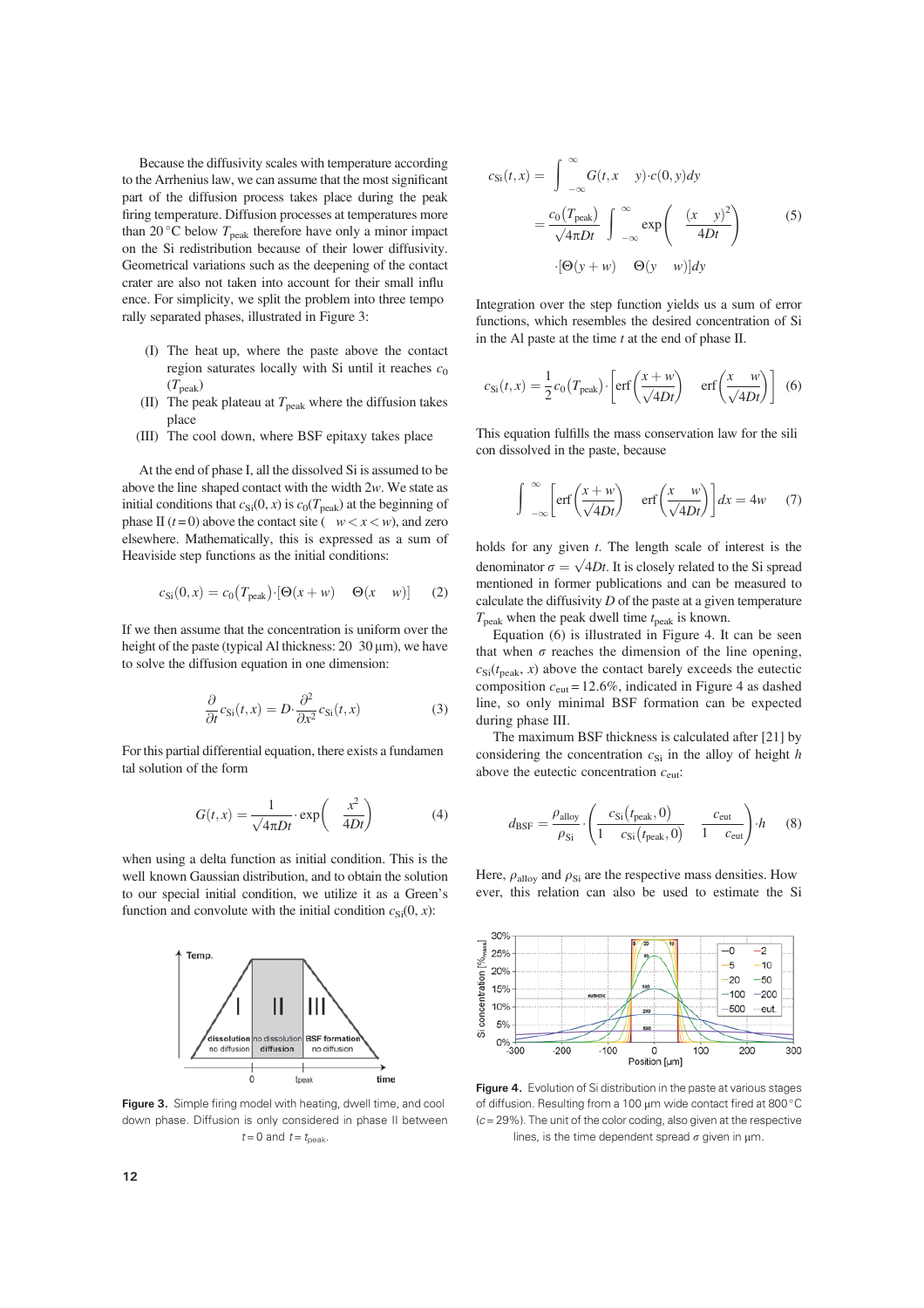Because the diffusivity scales with temperature according to the Arrhenius law, we can assume that the most significant part of the diffusion process takes place during the peak firing temperature. Diffusion processes at temperatures more than 20 °C below $T_{peak}$ therefore have only a minor impact on the Si redistribution because of their lower diffusivity. Geometrical variations such as the deepening of the contact crater are also not taken into account for their small influence. For simplicity, we split the problem into three temporally separated phases, illustrated in Figure 3:

(I) The heat up, where the paste above the contact region saturates locally with Si until it reaches $c_0(T_{peak})$
(II) The peak plateau at $T_{peak}$ where the diffusion takes place
(III) The cool down, where BSF epitaxy takes place

At the end of phase I, all the dissolved Si is assumed to be above the line shaped contact with the width $2w$. We state as initial conditions that $c_{Si}(0, x)$ is $c_0(T_{peak})$ at the beginning of phase II ($t = 0$) above the contact site ($-w < x < w$), and zero elsewhere. Mathematically, this is expressed as a sum of Heaviside step functions as the initial conditions:

$$c_{Si}(0, x) = c_0(T_{peak}) \cdot [\Theta(x + w) - \Theta(x - w)] \quad (2)$$

If we then assume that the concentration is uniform over the height of the paste (typical Al thickness: 20–30 µm), we have to solve the diffusion equation in one dimension:

$$\frac{\partial}{\partial t} c_{Si}(t, x) = D \cdot \frac{\partial^2}{\partial x^2} c_{Si}(t, x) \quad (3)$$

For this partial differential equation, there exists a fundamental solution of the form

$$G(t, x) = \frac{1}{\sqrt{4\pi Dt}} \cdot \exp\left(-\frac{x^2}{4Dt}\right) \quad (4)$$

when using a delta function as initial condition. This is the well known Gaussian distribution, and to obtain the solution to our special initial condition, we utilize it as a Green's function and convolute with the initial condition $c_{Si}(0, x)$:

$$\begin{aligned} c_{Si}(t, x) &= \int_{-\infty}^{\infty} G(t, x - y) \cdot c(0, y) dy \\ &= \frac{c_0(T_{peak})}{\sqrt{4\pi Dt}} \int_{-\infty}^{\infty} \exp\left(-\frac{(x - y)^2}{4Dt}\right) \\ &\quad \cdot [\Theta(y + w) - \Theta(y - w)] dy \end{aligned} \quad (5)$$

Integration over the step function yields us a sum of error functions, which resembles the desired concentration of Si in the Al paste at the time $t$ at the end of phase II.

$$c_{Si}(t, x) = \frac{1}{2} c_0(T_{peak}) \cdot \left[\text{erf}\left(\frac{x + w}{\sqrt{4Dt}}\right) - \text{erf}\left(\frac{x - w}{\sqrt{4Dt}}\right)\right] \quad (6)$$

This equation fulfills the mass conservation law for the silicon dissolved in the paste, because

$$\int_{-\infty}^{\infty} \left[\text{erf}\left(\frac{x + w}{\sqrt{4Dt}}\right) - \text{erf}\left(\frac{x - w}{\sqrt{4Dt}}\right)\right] dx = 4w \quad (7)$$

holds for any given $t$. The length scale of interest is the denominator $\sigma = \sqrt{4Dt}$. It is closely related to the Si spread mentioned in former publications and can be measured to calculate the diffusivity $D$ of the paste at a given temperature $T_{peak}$ when the peak dwell time $t_{peak}$ is known.

Equation (6) is illustrated in Figure 4. It can be seen that when $\sigma$ reaches the dimension of the line opening, $c_{Si}(t_{peak}, x)$ above the contact barely exceeds the eutectic composition $c_{eut} = 12.6\%$, indicated in Figure 4 as dashed line, so only minimal BSF formation can be expected during phase III.

The maximum BSF thickness is calculated after [21] by considering the concentration $c_{Si}$ in the alloy of height $h$ above the eutectic concentration $c_{eut}$:

$$d_{BSF} = \frac{\rho_{alloy}}{\rho_{Si}} \cdot \left(\frac{c_{Si}(t_{peak}, 0)}{1 - c_{Si}(t_{peak}, 0)} - \frac{c_{eut}}{1 - c_{eut}}\right) \cdot h \quad (8)$$

Here, $\rho_{alloy}$ and $\rho_{Si}$ are the respective mass densities. However, this relation can also be used to estimate the Si

**Figure 3.** Simple firing model with heating, dwell time, and cool down phase. Diffusion is only considered in phase II between $t = 0$ and $t = t_{peak}$.

**Figure 4.** Evolution of Si distribution in the paste at various stages of diffusion. Resulting from a 100 µm wide contact fired at 800 °C ($c = 29\%$). The unit of the color coding, also given at the respective lines, is the time dependent spread $\sigma$ given in µm.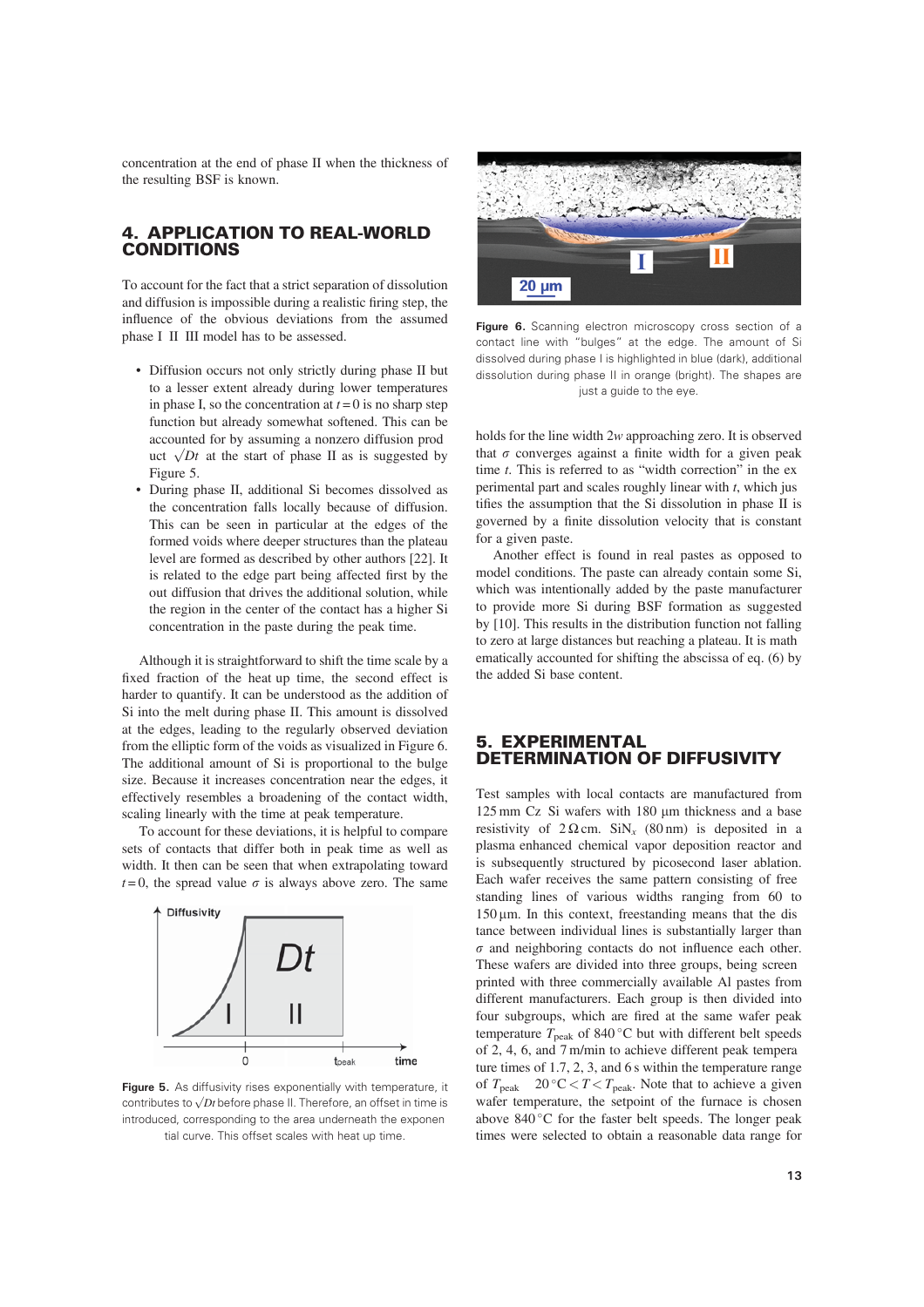concentration at the end of phase II when the thickness of the resulting BSF is known.

## 4. APPLICATION TO REAL-WORLD CONDITIONS

To account for the fact that a strict separation of dissolution and diffusion is impossible during a realistic firing step, the influence of the obvious deviations from the assumed phase I II III model has to be assessed.

- Diffusion occurs not only strictly during phase II but to a lesser extent already during lower temperatures in phase I, so the concentration at $t = 0$ is no sharp step function but already somewhat softened. This can be accounted for by assuming a nonzero diffusion product $\sqrt{Dt}$ at the start of phase II as is suggested by Figure 5.
- During phase II, additional Si becomes dissolved as the concentration falls locally because of diffusion. This can be seen in particular at the edges of the formed voids where deeper structures than the plateau level are formed as described by other authors [22]. It is related to the edge part being affected first by the out diffusion that drives the additional solution, while the region in the center of the contact has a higher Si concentration in the paste during the peak time.

Although it is straightforward to shift the time scale by a fixed fraction of the heat up time, the second effect is harder to quantify. It can be understood as the addition of Si into the melt during phase II. This amount is dissolved at the edges, leading to the regularly observed deviation from the elliptic form of the voids as visualized in Figure 6. The additional amount of Si is proportional to the bulge size. Because it increases concentration near the edges, it effectively resembles a broadening of the contact width, scaling linearly with the time at peak temperature.

To account for these deviations, it is helpful to compare sets of contacts that differ both in peak time as well as width. It then can be seen that when extrapolating toward $t = 0$, the spread value $\sigma$ is always above zero. The same

**Figure 5.** As diffusivity rises exponentially with temperature, it contributes to $\sqrt{Dt}$ before phase II. Therefore, an offset in time is introduced, corresponding to the area underneath the exponential curve. This offset scales with heat up time.

**Figure 6.** Scanning electron microscopy cross section of a contact line with "bulges" at the edge. The amount of Si dissolved during phase I is highlighted in blue (dark), additional dissolution during phase II in orange (bright). The shapes are just a guide to the eye.

holds for the line width $2w$ approaching zero. It is observed that $\sigma$ converges against a finite width for a given peak time $t$. This is referred to as "width correction" in the experimental part and scales roughly linear with $t$, which justifies the assumption that the Si dissolution in phase II is governed by a finite dissolution velocity that is constant for a given paste.

Another effect is found in real pastes as opposed to model conditions. The paste can already contain some Si, which was intentionally added by the paste manufacturer to provide more Si during BSF formation as suggested by [10]. This results in the distribution function not falling to zero at large distances but reaching a plateau. It is mathematically accounted for shifting the abscissa of eq. (6) by the added Si base content.

## 5. EXPERIMENTAL DETERMINATION OF DIFFUSIVITY

Test samples with local contacts are manufactured from 125 mm Cz Si wafers with 180 µm thickness and a base resistivity of 2 Ωcm. $SiN_x$ (80 nm) is deposited in a plasma enhanced chemical vapor deposition reactor and is subsequently structured by picosecond laser ablation. Each wafer receives the same pattern consisting of free standing lines of various widths ranging from 60 to 150 µm. In this context, freestanding means that the distance between individual lines is substantially larger than $\sigma$ and neighboring contacts do not influence each other. These wafers are divided into three groups, being screen printed with three commercially available Al pastes from different manufacturers. Each group is then divided into four subgroups, which are fired at the same wafer peak temperature $T_{peak}$ of 840 °C but with different belt speeds of 2, 4, 6, and 7 m/min to achieve different peak temperature times of 1.7, 2, 3, and 6 s within the temperature range of $T_{peak}$ $20\,°C < T < T_{peak}$. Note that to achieve a given wafer temperature, the setpoint of the furnace is chosen above 840 °C for the faster belt speeds. The longer peak times were selected to obtain a reasonable data range for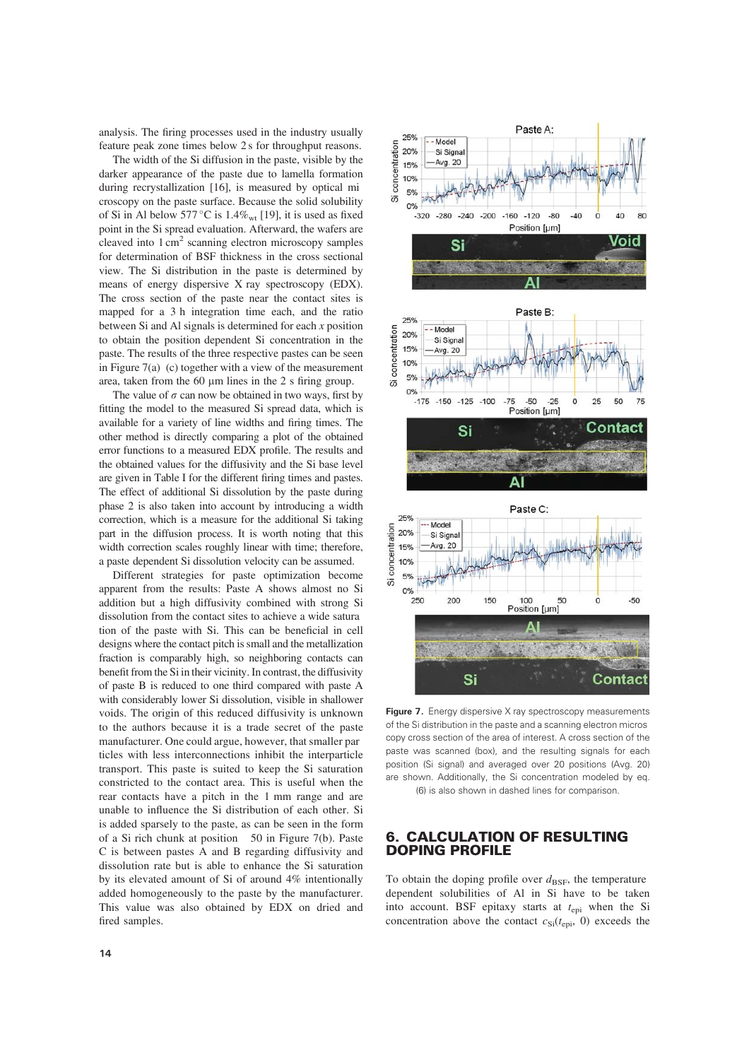analysis. The firing processes used in the industry usually feature peak zone times below 2 s for throughput reasons.

The width of the Si diffusion in the paste, visible by the darker appearance of the paste due to lamella formation during recrystallization [16], is measured by optical microscopy on the paste surface. Because the solid solubility of Si in Al below 577 °C is $1.4\%_{wt}$ [19], it is used as fixed point in the Si spread evaluation. Afterward, the wafers are cleaved into 1 cm$^2$ scanning electron microscopy samples for determination of BSF thickness in the cross sectional view. The Si distribution in the paste is determined by means of energy dispersive X ray spectroscopy (EDX). The cross section of the paste near the contact sites is mapped for a 3 h integration time each, and the ratio between Si and Al signals is determined for each $x$ position to obtain the position dependent Si concentration in the paste. The results of the three respective pastes can be seen in Figure 7(a) (c) together with a view of the measurement area, taken from the 60 µm lines in the 2 s firing group.

The value of $\sigma$ can now be obtained in two ways, first by fitting the model to the measured Si spread data, which is available for a variety of line widths and firing times. The other method is directly comparing a plot of the obtained error functions to a measured EDX profile. The results and the obtained values for the diffusivity and the Si base level are given in Table I for the different firing times and pastes. The effect of additional Si dissolution by the paste during phase 2 is also taken into account by introducing a width correction, which is a measure for the additional Si taking part in the diffusion process. It is worth noting that this width correction scales roughly linear with time; therefore, a paste dependent Si dissolution velocity can be assumed.

Different strategies for paste optimization become apparent from the results: Paste A shows almost no Si addition but a high diffusivity combined with strong Si dissolution from the contact sites to achieve a wide saturation of the paste with Si. This can be beneficial in cell designs where the contact pitch is small and the metallization fraction is comparably high, so neighboring contacts can benefit from the Si in their vicinity. In contrast, the diffusivity of paste B is reduced to one third compared with paste A with considerably lower Si dissolution, visible in shallower voids. The origin of this reduced diffusivity is unknown to the authors because it is a trade secret of the paste manufacturer. One could argue, however, that smaller particles with less interconnections inhibit the interparticle transport. This paste is suited to keep the Si saturation constricted to the contact area. This is useful when the rear contacts have a pitch in the 1 mm range and are unable to influence the Si distribution of each other. Si is added sparsely to the paste, as can be seen in the form of a Si rich chunk at position 50 in Figure 7(b). Paste C is between pastes A and B regarding diffusivity and dissolution rate but is able to enhance the Si saturation by its elevated amount of Si of around 4% intentionally added homogeneously to the paste by the manufacturer. This value was also obtained by EDX on dried and fired samples.

Paste A:
Si concentration
Model
Si Signal
Avg. 20
25% 20% 15% 10% 5% 0%
-320 -280 -240 -200 -160 -120 -80 -40 0 40 80
Position [µm]
Si Void Al

Paste B:
Si concentration
Model
Si Signal
Avg. 20
25% 20% 15% 10% 5% 0%
-175 -150 -125 -100 -75 -50 -25 0 25 50 75
Position [µm]
Si Contact Al

Paste C:
Si concentration
Model
Si Signal
Avg. 20
25% 20% 15% 10% 5% 0%
250 200 150 100 50 0 -50
Position [µm]
Al Si Contact

**Figure 7.** Energy dispersive X ray spectroscopy measurements of the Si distribution in the paste and a scanning electron microscopy cross section of the area of interest. A cross section of the paste was scanned (box), and the resulting signals for each position (Si signal) and averaged over 20 positions (Avg. 20) are shown. Additionally, the Si concentration modeled by eq. (6) is also shown in dashed lines for comparison.

## 6. CALCULATION OF RESULTING DOPING PROFILE

To obtain the doping profile over $d_{BSF}$, the temperature dependent solubilities of Al in Si have to be taken into account. BSF epitaxy starts at $t_{epi}$ when the Si concentration above the contact $c_{Si}(t_{epi}, 0)$ exceeds the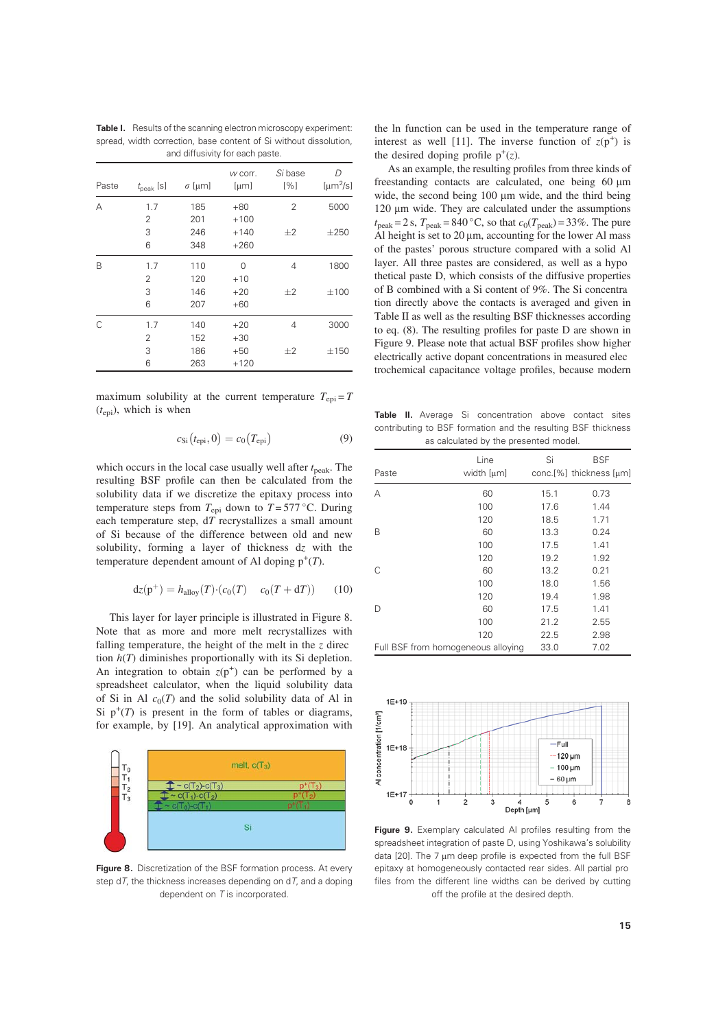Table I. Results of the scanning electron microscopy experiment: spread, width correction, base content of Si without dissolution, and diffusivity for each paste.

| Paste | $t_{peak}$ [s] | $\sigma$ [µm] | *w* corr. [µm] | *Si* base [%] | *D* [µm²/s] |
|---|---|---|---|---|---|
| A | 1.7 | 185 | +80 | 2 | 5000 |
| | 2 | 201 | +100 | | |
| | 3 | 246 | +140 | ±2 | ±250 |
| | 6 | 348 | +260 | | |
| B | 1.7 | 110 | 0 | 4 | 1800 |
| | 2 | 120 | +10 | | |
| | 3 | 146 | +20 | ±2 | ±100 |
| | 6 | 207 | +60 | | |
| C | 1.7 | 140 | +20 | 4 | 3000 |
| | 2 | 152 | +30 | | |
| | 3 | 186 | +50 | ±2 | ±150 |
| | 6 | 263 | +120 | | |

maximum solubility at the current temperature $T_{epi} = T(t_{epi})$, which is when

$$c_{Si}(t_{epi}, 0) = c_0(T_{epi}) \tag{9}$$

which occurs in the local case usually well after $t_{peak}$. The resulting BSF profile can then be calculated from the solubility data if we discretize the epitaxy process into temperature steps from $T_{epi}$ down to $T = 577\,°C$. During each temperature step, $dT$ recrystallizes a small amount of Si because of the difference between old and new solubility, forming a layer of thickness $dz$ with the temperature dependent amount of Al doping $p^+(T)$.

$$dz(p^+) = h_{alloy}(T)\cdot(c_0(T) \quad c_0(T + dT)) \tag{10}$$

This layer for layer principle is illustrated in Figure 8. Note that as more and more melt recrystallizes with falling temperature, the height of the melt in the $z$ direction $h(T)$ diminishes proportionally with its Si depletion. An integration to obtain $z(p^+)$ can be performed by a spreadsheet calculator, when the liquid solubility data of Si in Al $c_0(T)$ and the solid solubility data of Al in Si $p^+(T)$ is present in the form of tables or diagrams, for example, by [19]. An analytical approximation with the ln function can be used in the temperature range of interest as well [11]. The inverse function of $z(p^+)$ is the desired doping profile $p^+(z)$.

Figure 8. Discretization of the BSF formation process. At every step $dT$, the thickness increases depending on $dT$, and a doping dependent on $T$ is incorporated.

As an example, the resulting profiles from three kinds of freestanding contacts are calculated, one being 60 µm wide, the second being 100 µm wide, and the third being 120 µm wide. They are calculated under the assumptions $t_{peak} = 2$ s, $T_{peak} = 840\,°C$, so that $c_0(T_{peak}) = 33\%$. The pure Al height is set to 20 µm, accounting for the lower Al mass of the pastes' porous structure compared with a solid Al layer. All three pastes are considered, as well as a hypothetical paste D, which consists of the diffusive properties of B combined with a Si content of 9%. The Si concentration directly above the contacts is averaged and given in Table II as well as the resulting BSF thicknesses according to eq. (8). The resulting profiles for paste D are shown in Figure 9. Please note that actual BSF profiles show higher electrically active dopant concentrations in measured electrochemical capacitance voltage profiles, because modern

Table II. Average Si concentration above contact sites contributing to BSF formation and the resulting BSF thickness as calculated by the presented model.

| Paste | Line width [µm] | Si conc.[%] | BSF thickness [µm] |
|---|---|---|---|
| A | 60 | 15.1 | 0.73 |
| | 100 | 17.6 | 1.44 |
| | 120 | 18.5 | 1.71 |
| B | 60 | 13.3 | 0.24 |
| | 100 | 17.5 | 1.41 |
| | 120 | 19.2 | 1.92 |
| C | 60 | 13.2 | 0.21 |
| | 100 | 18.0 | 1.56 |
| | 120 | 19.4 | 1.98 |
| D | 60 | 17.5 | 1.41 |
| | 100 | 21.2 | 2.55 |
| | 120 | 22.5 | 2.98 |
| Full BSF from homogeneous alloying | | 33.0 | 7.02 |

Figure 9. Exemplary calculated Al profiles resulting from the spreadsheet integration of paste D, using Yoshikawa's solubility data [20]. The 7 µm deep profile is expected from the full BSF epitaxy at homogeneously contacted rear sides. All partial profiles from the different line widths can be derived by cutting off the profile at the desired depth.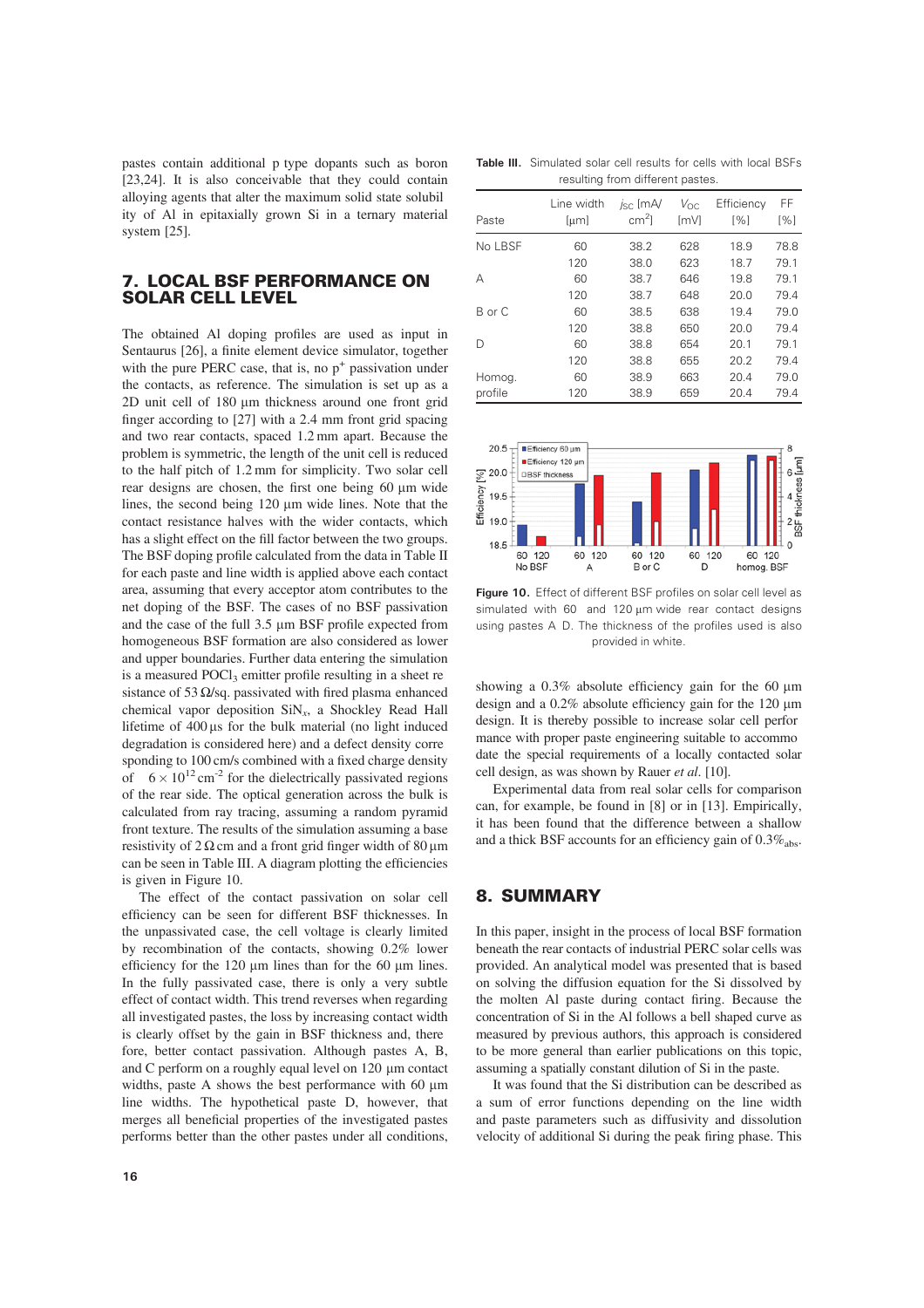pastes contain additional p type dopants such as boron [23,24]. It is also conceivable that they could contain alloying agents that alter the maximum solid state solubility of Al in epitaxially grown Si in a ternary material system [25].

## 7. LOCAL BSF PERFORMANCE ON SOLAR CELL LEVEL

The obtained Al doping profiles are used as input in Sentaurus [26], a finite element device simulator, together with the pure PERC case, that is, no $p^+$ passivation under the contacts, as reference. The simulation is set up as a 2D unit cell of 180 µm thickness around one front grid finger according to [27] with a 2.4 mm front grid spacing and two rear contacts, spaced 1.2 mm apart. Because the problem is symmetric, the length of the unit cell is reduced to the half pitch of 1.2 mm for simplicity. Two solar cell rear designs are chosen, the first one being 60 µm wide lines, the second being 120 µm wide lines. Note that the contact resistance halves with the wider contacts, which has a slight effect on the fill factor between the two groups. The BSF doping profile calculated from the data in Table II for each paste and line width is applied above each contact area, assuming that every acceptor atom contributes to the net doping of the BSF. The cases of no BSF passivation and the case of the full 3.5 µm BSF profile expected from homogeneous BSF formation are also considered as lower and upper boundaries. Further data entering the simulation is a measured $POCl_3$ emitter profile resulting in a sheet resistance of 53 Ω/sq. passivated with fired plasma enhanced chemical vapor deposition $SiN_x$, a Shockley Read Hall lifetime of 400 µs for the bulk material (no light induced degradation is considered here) and a defect density corresponding to 100 cm/s combined with a fixed charge density of $-6 \times 10^{12}\,cm^{-2}$ for the dielectrically passivated regions of the rear side. The optical generation across the bulk is calculated from ray tracing, assuming a random pyramid front texture. The results of the simulation assuming a base resistivity of 2 Ω cm and a front grid finger width of 80 µm can be seen in Table III. A diagram plotting the efficiencies is given in Figure 10.

The effect of the contact passivation on solar cell efficiency can be seen for different BSF thicknesses. In the unpassivated case, the cell voltage is clearly limited by recombination of the contacts, showing 0.2% lower efficiency for the 120 µm lines than for the 60 µm lines. In the fully passivated case, there is only a very subtle effect of contact width. This trend reverses when regarding all investigated pastes, the loss by increasing contact width is clearly offset by the gain in BSF thickness and, therefore, better contact passivation. Although pastes A, B, and C perform on a roughly equal level on 120 µm contact widths, paste A shows the best performance with 60 µm line widths. The hypothetical paste D, however, that merges all beneficial properties of the investigated pastes performs better than the other pastes under all conditions, showing a 0.3% absolute efficiency gain for the 60 µm design and a 0.2% absolute efficiency gain for the 120 µm design. It is thereby possible to increase solar cell performance with proper paste engineering suitable to accommodate the special requirements of a locally contacted solar cell design, as was shown by Rauer *et al*. [10].

Experimental data from real solar cells for comparison can, for example, be found in [8] or in [13]. Empirically, it has been found that the difference between a shallow and a thick BSF accounts for an efficiency gain of $0.3\%_{abs}$.

**Table III.** Simulated solar cell results for cells with local BSFs resulting from different pastes.

| Paste | Line width [µm] | $j_{SC}$ [mA/cm$^2$] | $V_{OC}$ [mV] | Efficiency [%] | FF [%] |
|---|---|---|---|---|---|
| No LBSF | 60 | 38.2 | 628 | 18.9 | 78.8 |
| | 120 | 38.0 | 623 | 18.7 | 79.1 |
| A | 60 | 38.7 | 646 | 19.8 | 79.1 |
| | 120 | 38.7 | 648 | 20.0 | 79.4 |
| B or C | 60 | 38.5 | 638 | 19.4 | 79.0 |
| | 120 | 38.8 | 650 | 20.0 | 79.4 |
| D | 60 | 38.8 | 654 | 20.1 | 79.1 |
| | 120 | 38.8 | 655 | 20.2 | 79.4 |
| Homog. profile | 60 | 38.9 | 663 | 20.4 | 79.0 |
| | 120 | 38.9 | 659 | 20.4 | 79.4 |

**Figure 10.** Effect of different BSF profiles on solar cell level as simulated with 60 and 120 µm wide rear contact designs using pastes A D. The thickness of the profiles used is also provided in white.

## 8. SUMMARY

In this paper, insight in the process of local BSF formation beneath the rear contacts of industrial PERC solar cells was provided. An analytical model was presented that is based on solving the diffusion equation for the Si dissolved by the molten Al paste during contact firing. Because the concentration of Si in the Al follows a bell shaped curve as measured by previous authors, this approach is considered to be more general than earlier publications on this topic, assuming a spatially constant dilution of Si in the paste.

It was found that the Si distribution can be described as a sum of error functions depending on the line width and paste parameters such as diffusivity and dissolution velocity of additional Si during the peak firing phase. This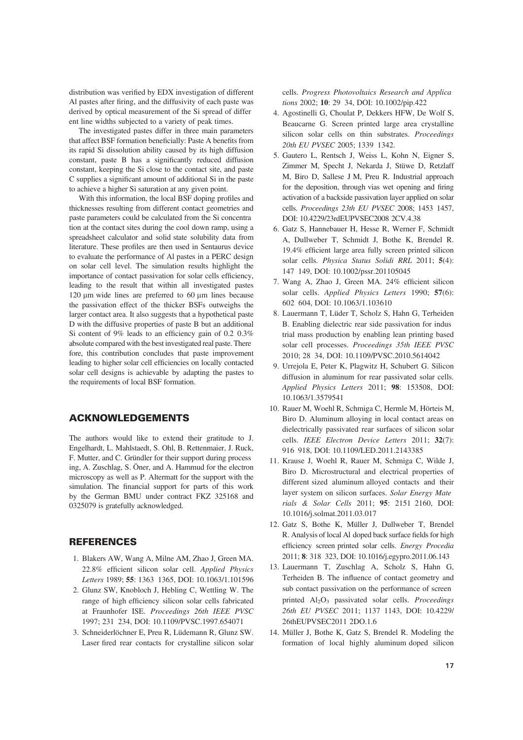distribution was verified by EDX investigation of different Al pastes after firing, and the diffusivity of each paste was derived by optical measurement of the Si spread of different line widths subjected to a variety of peak times.

The investigated pastes differ in three main parameters that affect BSF formation beneficially: Paste A benefits from its rapid Si dissolution ability caused by its high diffusion constant, paste B has a significantly reduced diffusion constant, keeping the Si close to the contact site, and paste C supplies a significant amount of additional Si in the paste to achieve a higher Si saturation at any given point.

With this information, the local BSF doping profiles and thicknesses resulting from different contact geometries and paste parameters could be calculated from the Si concentration at the contact sites during the cool down ramp, using a spreadsheet calculator and solid state solubility data from literature. These profiles are then used in Sentaurus device to evaluate the performance of Al pastes in a PERC design on solar cell level. The simulation results highlight the importance of contact passivation for solar cells efficiency, leading to the result that within all investigated pastes 120 μm wide lines are preferred to 60 μm lines because the passivation effect of the thicker BSFs outweighs the larger contact area. It also suggests that a hypothetical paste D with the diffusive properties of paste B but an additional Si content of 9% leads to an efficiency gain of 0.2 0.3% absolute compared with the best investigated real paste. Therefore, this contribution concludes that paste improvement leading to higher solar cell efficiencies on locally contacted solar cell designs is achievable by adapting the pastes to the requirements of local BSF formation.

## ACKNOWLEDGEMENTS

The authors would like to extend their gratitude to J. Engelhardt, L. Mahlstaedt, S. Ohl, B. Rettenmaier, J. Ruck, F. Mutter, and C. Gründler for their support during processing, A. Zuschlag, S. Öner, and A. Hammud for the electron microscopy as well as P. Altermatt for the support with the simulation. The financial support for parts of this work by the German BMU under contract FKZ 325168 and 0325079 is gratefully acknowledged.

## REFERENCES

1. Blakers AW, Wang A, Milne AM, Zhao J, Green MA. 22.8% efficient silicon solar cell. *Applied Physics Letters* 1989; **55**: 1363 1365, DOI: 10.1063/1.101596
2. Glunz SW, Knobloch J, Hebling C, Wettling W. The range of high efficiency silicon solar cells fabricated at Fraunhofer ISE. *Proceedings 26th IEEE PVSC* 1997; 231 234, DOI: 10.1109/PVSC.1997.654071
3. Schneiderlöchner E, Preu R, Lüdemann R, Glunz SW. Laser fired rear contacts for crystalline silicon solar cells. *Progress Photovoltaics Research and Applications* 2002; **10**: 29 34, DOI: 10.1002/pip.422
4. Agostinelli G, Choulat P, Dekkers HFW, De Wolf S, Beaucarne G. Screen printed large area crystalline silicon solar cells on thin substrates. *Proceedings 20th EU PVSEC* 2005; 1339 1342.
5. Gautero L, Rentsch J, Weiss L, Kohn N, Eigner S, Zimmer M, Specht J, Nekarda J, Stüwe D, Retzlaff M, Biro D, Sallese J M, Preu R. Industrial approach for the deposition, through vias wet opening and firing activation of a backside passivation layer applied on solar cells. *Proceedings 23th EU PVSEC* 2008; 1453 1457, DOI: 10.4229/23rdEUPVSEC2008 2CV.4.38
6. Gatz S, Hannebauer H, Hesse R, Werner F, Schmidt A, Dullweber T, Schmidt J, Bothe K, Brendel R. 19.4% efficient large area fully screen printed silicon solar cells. *Physica Status Solidi RRL* 2011; **5**(4): 147 149, DOI: 10.1002/pssr.201105045
7. Wang A, Zhao J, Green MA. 24% efficient silicon solar cells. *Applied Physics Letters* 1990; **57**(6): 602 604, DOI: 10.1063/1.103610
8. Lauermann T, Lüder T, Scholz S, Hahn G, Terheiden B. Enabling dielectric rear side passivation for industrial mass production by enabling lean printing based solar cell processes. *Proceedings 35th IEEE PVSC* 2010; 28 34, DOI: 10.1109/PVSC.2010.5614042
9. Urrejola E, Peter K, Plagwitz H, Schubert G. Silicon diffusion in aluminum for rear passivated solar cells. *Applied Physics Letters* 2011; **98**: 153508, DOI: 10.1063/1.3579541
10. Rauer M, Woehl R, Schmiga C, Hermle M, Hörteis M, Biro D. Aluminum alloying in local contact areas on dielectrically passivated rear surfaces of silicon solar cells. *IEEE Electron Device Letters* 2011; **32**(7): 916 918, DOI: 10.1109/LED.2011.2143385
11. Krause J, Woehl R, Rauer M, Schmiga C, Wilde J, Biro D. Microstructural and electrical properties of different sized aluminum alloyed contacts and their layer system on silicon surfaces. *Solar Energy Materials & Solar Cells* 2011; **95**: 2151 2160, DOI: 10.1016/j.solmat.2011.03.017
12. Gatz S, Bothe K, Müller J, Dullweber T, Brendel R. Analysis of local Al doped back surface fields for high efficiency screen printed solar cells. *Energy Procedia* 2011; **8**: 318 323, DOI: 10.1016/j.egypro.2011.06.143
13. Lauermann T, Zuschlag A, Scholz S, Hahn G, Terheiden B. The influence of contact geometry and sub contact passivation on the performance of screen printed $Al_2O_3$ passivated solar cells. *Proceedings 26th EU PVSEC* 2011; 1137 1143, DOI: 10.4229/26thEUPVSEC2011 2DO.1.6
14. Müller J, Bothe K, Gatz S, Brendel R. Modeling the formation of local highly aluminum doped silicon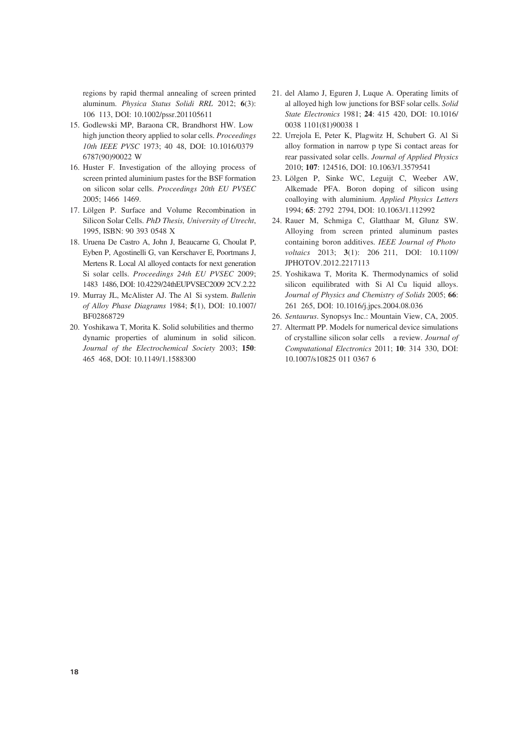regions by rapid thermal annealing of screen printed aluminum. *Physica Status Solidi RRL* 2012; **6**(3): 106 113, DOI: 10.1002/pssr.201105611

15. Godlewski MP, Baraona CR, Brandhorst HW. Low high junction theory applied to solar cells. *Proceedings 10th IEEE PVSC* 1973; 40 48, DOI: 10.1016/0379 6787(90)90022 W
16. Huster F. Investigation of the alloying process of screen printed aluminium pastes for the BSF formation on silicon solar cells. *Proceedings 20th EU PVSEC* 2005; 1466 1469.
17. Lölgen P. Surface and Volume Recombination in Silicon Solar Cells. *PhD Thesis, University of Utrecht*, 1995, ISBN: 90 393 0548 X
18. Uruena De Castro A, John J, Beaucarne G, Choulat P, Eyben P, Agostinelli G, van Kerschaver E, Poortmans J, Mertens R. Local Al alloyed contacts for next generation Si solar cells. *Proceedings 24th EU PVSEC* 2009; 1483 1486, DOI: 10.4229/24thEUPVSEC2009 2CV.2.22
19. Murray JL, McAlister AJ. The Al Si system. *Bulletin of Alloy Phase Diagrams* 1984; **5**(1), DOI: 10.1007/BF02868729
20. Yoshikawa T, Morita K. Solid solubilities and thermo dynamic properties of aluminum in solid silicon. *Journal of the Electrochemical Society* 2003; **150**: 465 468, DOI: 10.1149/1.1588300
21. del Alamo J, Eguren J, Luque A. Operating limits of al alloyed high low junctions for BSF solar cells. *Solid State Electronics* 1981; **24**: 415 420, DOI: 10.1016/0038 1101(81)90038 1
22. Urrejola E, Peter K, Plagwitz H, Schubert G. Al Si alloy formation in narrow p type Si contact areas for rear passivated solar cells. *Journal of Applied Physics* 2010; **107**: 124516, DOI: 10.1063/1.3579541
23. Lölgen P, Sinke WC, Leguijt C, Weeber AW, Alkemade PFA. Boron doping of silicon using coalloying with aluminium. *Applied Physics Letters* 1994; **65**: 2792 2794, DOI: 10.1063/1.112992
24. Rauer M, Schmiga C, Glatthaar M, Glunz SW. Alloying from screen printed aluminum pastes containing boron additives. *IEEE Journal of Photo voltaics* 2013; **3**(1): 206 211, DOI: 10.1109/JPHOTOV.2012.2217113
25. Yoshikawa T, Morita K. Thermodynamics of solid silicon equilibrated with Si Al Cu liquid alloys. *Journal of Physics and Chemistry of Solids* 2005; **66**: 261 265, DOI: 10.1016/j.jpcs.2004.08.036
26. *Sentaurus*. Synopsys Inc.: Mountain View, CA, 2005.
27. Altermatt PP. Models for numerical device simulations of crystalline silicon solar cells a review. *Journal of Computational Electronics* 2011; **10**: 314 330, DOI: 10.1007/s10825 011 0367 6